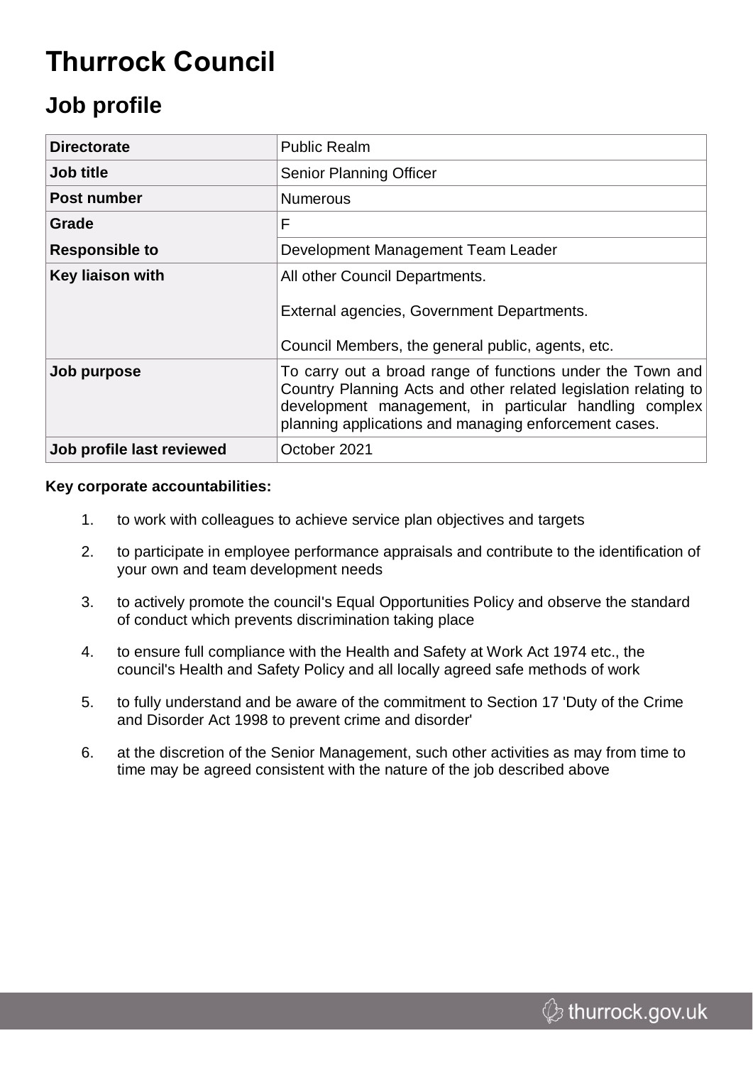# Thurrock Council

## Job profile

| | |
|---|---|
| **Directorate** | Public Realm |
| **Job title** | Senior Planning Officer |
| **Post number** | Numerous |
| **Grade** | F |
| **Responsible to** | Development Management Team Leader |
| **Key liaison with** | All other Council Departments.<br><br>External agencies, Government Departments.<br><br>Council Members, the general public, agents, etc. |
| **Job purpose** | To carry out a broad range of functions under the Town and Country Planning Acts and other related legislation relating to development management, in particular handling complex planning applications and managing enforcement cases. |
| **Job profile last reviewed** | October 2021 |

**Key corporate accountabilities:**

1. to work with colleagues to achieve service plan objectives and targets
2. to participate in employee performance appraisals and contribute to the identification of your own and team development needs
3. to actively promote the council's Equal Opportunities Policy and observe the standard of conduct which prevents discrimination taking place
4. to ensure full compliance with the Health and Safety at Work Act 1974 etc., the council's Health and Safety Policy and all locally agreed safe methods of work
5. to fully understand and be aware of the commitment to Section 17 'Duty of the Crime and Disorder Act 1998 to prevent crime and disorder'
6. at the discretion of the Senior Management, such other activities as may from time to time may be agreed consistent with the nature of the job described above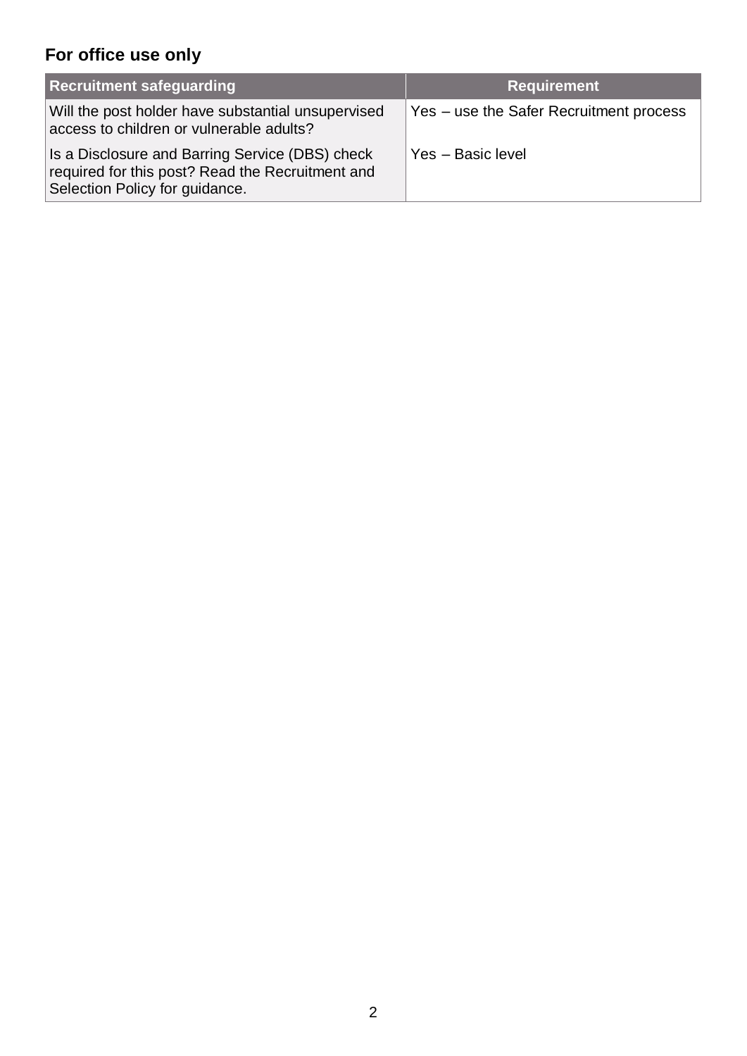## For office use only

| Recruitment safeguarding | Requirement |
| --- | --- |
| Will the post holder have substantial unsupervised access to children or vulnerable adults? | Yes – use the Safer Recruitment process |
| Is a Disclosure and Barring Service (DBS) check required for this post? Read the Recruitment and Selection Policy for guidance. | Yes – Basic level |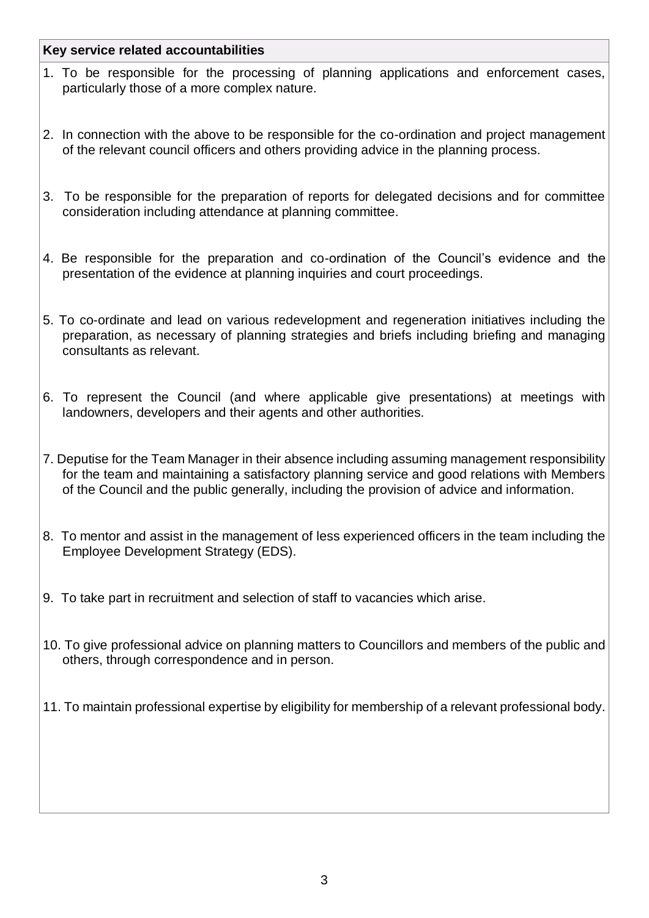**Key service related accountabilities**

1. To be responsible for the processing of planning applications and enforcement cases, particularly those of a more complex nature.

2. In connection with the above to be responsible for the co-ordination and project management of the relevant council officers and others providing advice in the planning process.

3. To be responsible for the preparation of reports for delegated decisions and for committee consideration including attendance at planning committee.

4. Be responsible for the preparation and co-ordination of the Council's evidence and the presentation of the evidence at planning inquiries and court proceedings.

5. To co-ordinate and lead on various redevelopment and regeneration initiatives including the preparation, as necessary of planning strategies and briefs including briefing and managing consultants as relevant.

6. To represent the Council (and where applicable give presentations) at meetings with landowners, developers and their agents and other authorities.

7. Deputise for the Team Manager in their absence including assuming management responsibility for the team and maintaining a satisfactory planning service and good relations with Members of the Council and the public generally, including the provision of advice and information.

8. To mentor and assist in the management of less experienced officers in the team including the Employee Development Strategy (EDS).

9. To take part in recruitment and selection of staff to vacancies which arise.

10. To give professional advice on planning matters to Councillors and members of the public and others, through correspondence and in person.

11. To maintain professional expertise by eligibility for membership of a relevant professional body.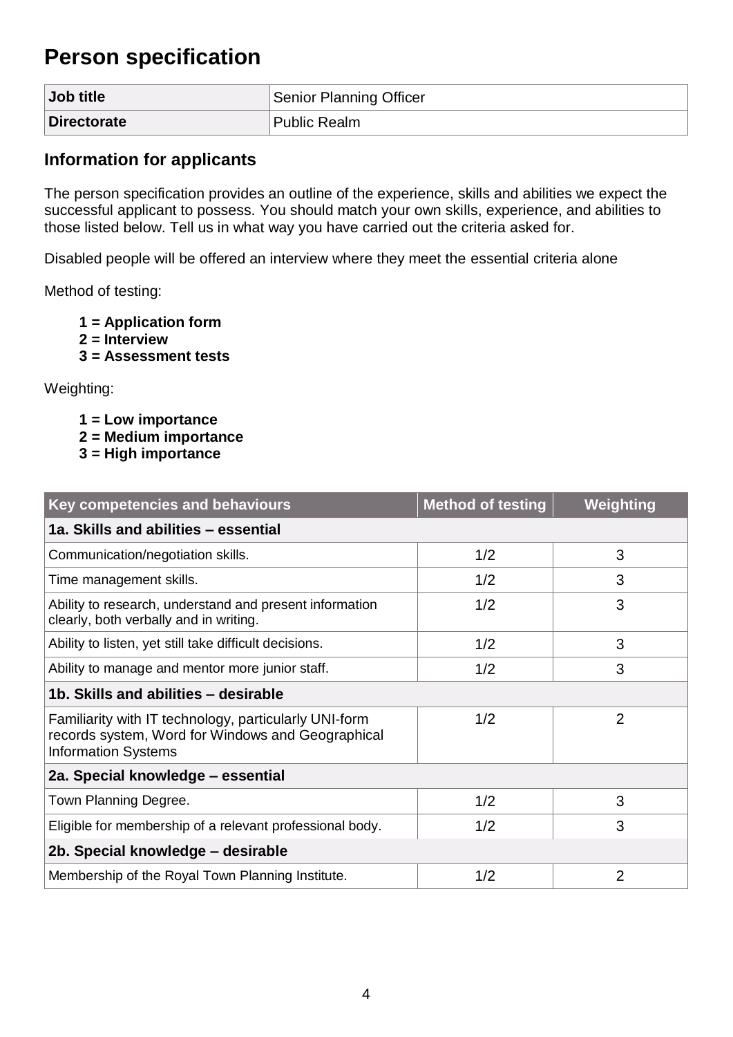# Person specification

| Job title | Senior Planning Officer |
|---|---|
| Directorate | Public Realm |

## Information for applicants

The person specification provides an outline of the experience, skills and abilities we expect the successful applicant to possess. You should match your own skills, experience, and abilities to those listed below. Tell us in what way you have carried out the criteria asked for.

Disabled people will be offered an interview where they meet the essential criteria alone

Method of testing:

**1 = Application form**
**2 = Interview**
**3 = Assessment tests**

Weighting:

**1 = Low importance**
**2 = Medium importance**
**3 = High importance**

| Key competencies and behaviours | Method of testing | Weighting |
|---|---|---|
| **1a. Skills and abilities – essential** | | |
| Communication/negotiation skills. | 1/2 | 3 |
| Time management skills. | 1/2 | 3 |
| Ability to research, understand and present information clearly, both verbally and in writing. | 1/2 | 3 |
| Ability to listen, yet still take difficult decisions. | 1/2 | 3 |
| Ability to manage and mentor more junior staff. | 1/2 | 3 |
| **1b. Skills and abilities – desirable** | | |
| Familiarity with IT technology, particularly UNI-form records system, Word for Windows and Geographical Information Systems | 1/2 | 2 |
| **2a. Special knowledge – essential** | | |
| Town Planning Degree. | 1/2 | 3 |
| Eligible for membership of a relevant professional body. | 1/2 | 3 |
| **2b. Special knowledge – desirable** | | |
| Membership of the Royal Town Planning Institute. | 1/2 | 2 |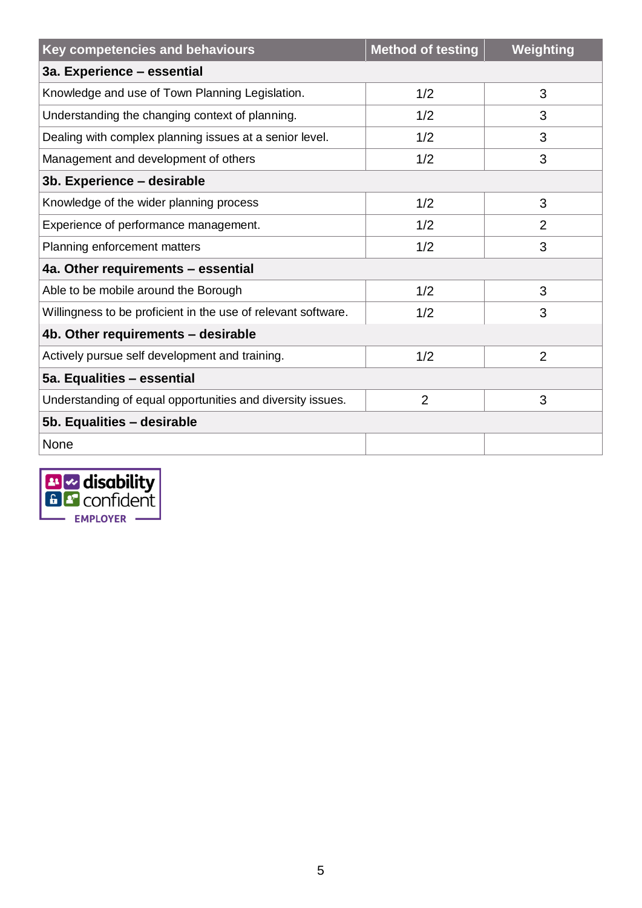| Key competencies and behaviours | Method of testing | Weighting |
|---|---|---|
| **3a. Experience – essential** | | |
| Knowledge and use of Town Planning Legislation. | 1/2 | 3 |
| Understanding the changing context of planning. | 1/2 | 3 |
| Dealing with complex planning issues at a senior level. | 1/2 | 3 |
| Management and development of others | 1/2 | 3 |
| **3b. Experience – desirable** | | |
| Knowledge of the wider planning process | 1/2 | 3 |
| Experience of performance management. | 1/2 | 2 |
| Planning enforcement matters | 1/2 | 3 |
| **4a. Other requirements – essential** | | |
| Able to be mobile around the Borough | 1/2 | 3 |
| Willingness to be proficient in the use of relevant software. | 1/2 | 3 |
| **4b. Other requirements – desirable** | | |
| Actively pursue self development and training. | 1/2 | 2 |
| **5a. Equalities – essential** | | |
| Understanding of equal opportunities and diversity issues. | 2 | 3 |
| **5b. Equalities – desirable** | | |
| None | | |

disability confident EMPLOYER